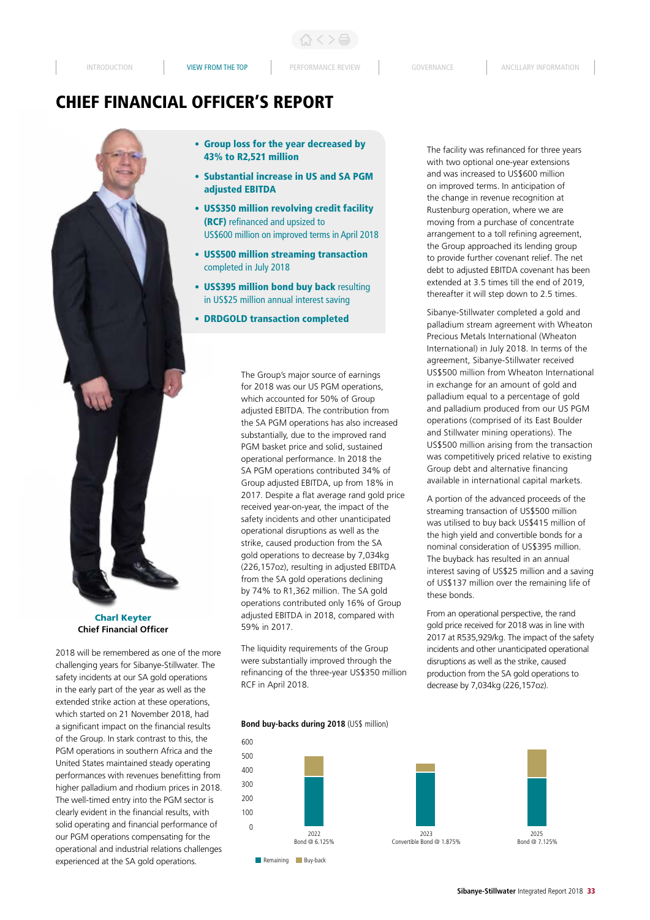# CHIEF FINANCIAL OFFICER'S REPORT

- **Group loss for the year decreased by 43% to R2,521 million**
- **Substantial increase in US and SA PGM adjusted EBITDA**
- **US$350 million revolving credit facility (RCF)** refinanced and upsized to US$600 million on improved terms in April 2018
- **US$500 million streaming transaction** completed in July 2018
- **US$395 million bond buy back** resulting in US$25 million annual interest saving
- **DRDGOLD transaction completed**

**Charl Keyter**
**Chief Financial Officer**

2018 will be remembered as one of the more challenging years for Sibanye-Stillwater. The safety incidents at our SA gold operations in the early part of the year as well as the extended strike action at these operations, which started on 21 November 2018, had a significant impact on the financial results of the Group. In stark contrast to this, the PGM operations in southern Africa and the United States maintained steady operating performances with revenues benefitting from higher palladium and rhodium prices in 2018. The well-timed entry into the PGM sector is clearly evident in the financial results, with solid operating and financial performance of our PGM operations compensating for the operational and industrial relations challenges experienced at the SA gold operations.

The Group's major source of earnings for 2018 was our US PGM operations, which accounted for 50% of Group adjusted EBITDA. The contribution from the SA PGM operations has also increased substantially, due to the improved rand PGM basket price and solid, sustained operational performance. In 2018 the SA PGM operations contributed 34% of Group adjusted EBITDA, up from 18% in 2017. Despite a flat average rand gold price received year-on-year, the impact of the safety incidents and other unanticipated operational disruptions as well as the strike, caused production from the SA gold operations to decrease by 7,034kg (226,157oz), resulting in adjusted EBITDA from the SA gold operations declining by 74% to R1,362 million. The SA gold operations contributed only 16% of Group adjusted EBITDA in 2018, compared with 59% in 2017.

The liquidity requirements of the Group were substantially improved through the refinancing of the three-year US$350 million RCF in April 2018.

**Bond buy-backs during 2018** (US$ million)

| | 2022 Bond @ 6.125% | 2023 Convertible Bond @ 1.875% | 2025 Bond @ 7.125% |
|---|---|---|---|
| Remaining | ~350 | ~380 | ~345 |
| Buy-back | ~150 | ~70 | ~195 |

The facility was refinanced for three years with two optional one-year extensions and was increased to US$600 million on improved terms. In anticipation of the change in revenue recognition at Rustenburg operation, where we are moving from a purchase of concentrate arrangement to a toll refining agreement, the Group approached its lending group to provide further covenant relief. The net debt to adjusted EBITDA covenant has been extended at 3.5 times till the end of 2019, thereafter it will step down to 2.5 times.

Sibanye-Stillwater completed a gold and palladium stream agreement with Wheaton Precious Metals International (Wheaton International) in July 2018. In terms of the agreement, Sibanye-Stillwater received US$500 million from Wheaton International in exchange for an amount of gold and palladium equal to a percentage of gold and palladium produced from our US PGM operations (comprised of its East Boulder and Stillwater mining operations). The US$500 million arising from the transaction was competitively priced relative to existing Group debt and alternative financing available in international capital markets.

A portion of the advanced proceeds of the streaming transaction of US$500 million was utilised to buy back US$415 million of the high yield and convertible bonds for a nominal consideration of US$395 million. The buyback has resulted in an annual interest saving of US$25 million and a saving of US$137 million over the remaining life of these bonds.

From an operational perspective, the rand gold price received for 2018 was in line with 2017 at R535,929/kg. The impact of the safety incidents and other unanticipated operational disruptions as well as the strike, caused production from the SA gold operations to decrease by 7,034kg (226,157oz).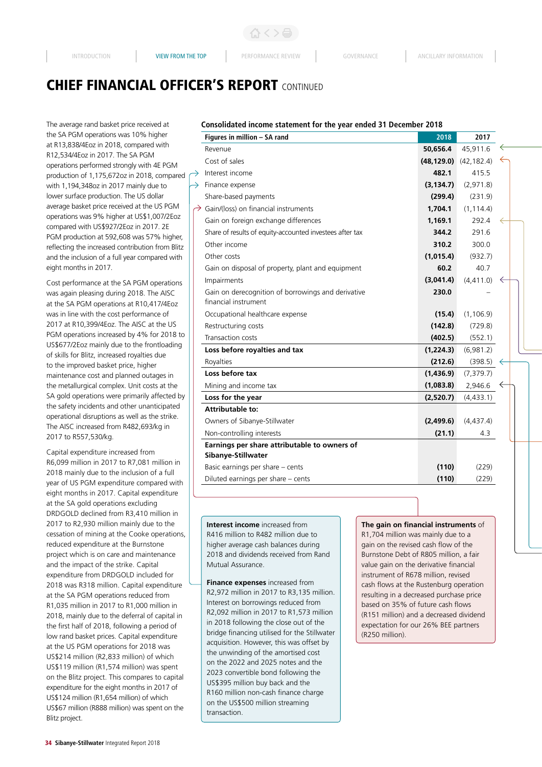# CHIEF FINANCIAL OFFICER'S REPORT CONTINUED

The average rand basket price received at the SA PGM operations was 10% higher at R13,838/4Eoz in 2018, compared with R12,534/4Eoz in 2017. The SA PGM operations performed strongly with 4E PGM production of 1,175,672oz in 2018, compared with 1,194,348oz in 2017 mainly due to lower surface production. The US dollar average basket price received at the US PGM operations was 9% higher at US$1,007/2Eoz compared with US$927/2Eoz in 2017. 2E PGM production at 592,608 was 57% higher, reflecting the increased contribution from Blitz and the inclusion of a full year compared with eight months in 2017.

Cost performance at the SA PGM operations was again pleasing during 2018. The AISC at the SA PGM operations at R10,417/4Eoz was in line with the cost performance of 2017 at R10,399/4Eoz. The AISC at the US PGM operations increased by 4% for 2018 to US$677/2Eoz mainly due to the frontloading of skills for Blitz, increased royalties due to the improved basket price, higher maintenance cost and planned outages in the metallurgical complex. Unit costs at the SA gold operations were primarily affected by the safety incidents and other unanticipated operational disruptions as well as the strike. The AISC increased from R482,693/kg in 2017 to R557,530/kg.

Capital expenditure increased from R6,099 million in 2017 to R7,081 million in 2018 mainly due to the inclusion of a full year of US PGM expenditure compared with eight months in 2017. Capital expenditure at the SA gold operations excluding DRDGOLD declined from R3,410 million in 2017 to R2,930 million mainly due to the cessation of mining at the Cooke operations, reduced expenditure at the Burnstone project which is on care and maintenance and the impact of the strike. Capital expenditure from DRDGOLD included for 2018 was R318 million. Capital expenditure at the SA PGM operations reduced from R1,035 million in 2017 to R1,000 million in 2018, mainly due to the deferral of capital in the first half of 2018, following a period of low rand basket prices. Capital expenditure at the US PGM operations for 2018 was US$214 million (R2,833 million) of which US$119 million (R1,574 million) was spent on the Blitz project. This compares to capital expenditure for the eight months in 2017 of US$124 million (R1,654 million) of which US$67 million (R888 million) was spent on the Blitz project.

**Consolidated income statement for the year ended 31 December 2018**

| Figures in million – SA rand | 2018 | 2017 |
|---|---|---|
| Revenue | **50,656.4** | 45,911.6 |
| Cost of sales | **(48,129.0)** | (42,182.4) |
| Interest income | **482.1** | 415.5 |
| Finance expense | **(3,134.7)** | (2,971.8) |
| Share-based payments | **(299.4)** | (231.9) |
| Gain/(loss) on financial instruments | **1,704.1** | (1,114.4) |
| Gain on foreign exchange differences | **1,169.1** | 292.4 |
| Share of results of equity-accounted investees after tax | **344.2** | 291.6 |
| Other income | **310.2** | 300.0 |
| Other costs | **(1,015.4)** | (932.7) |
| Gain on disposal of property, plant and equipment | **60.2** | 40.7 |
| Impairments | **(3,041.4)** | (4,411.0) |
| Gain on derecognition of borrowings and derivative financial instrument | **230.0** | – |
| Occupational healthcare expense | **(15.4)** | (1,106.9) |
| Restructuring costs | **(142.8)** | (729.8) |
| Transaction costs | **(402.5)** | (552.1) |
| **Loss before royalties and tax** | **(1,224.3)** | (6,981.2) |
| Royalties | **(212.6)** | (398.5) |
| **Loss before tax** | **(1,436.9)** | (7,379.7) |
| Mining and income tax | **(1,083.8)** | 2,946.6 |
| **Loss for the year** | **(2,520.7)** | (4,433.1) |
| **Attributable to:** | | |
| Owners of Sibanye-Stillwater | **(2,499.6)** | (4,437.4) |
| Non-controlling interests | **(21.1)** | 4.3 |
| **Earnings per share attributable to owners of Sibanye-Stillwater** | | |
| Basic earnings per share – cents | **(110)** | (229) |
| Diluted earnings per share – cents | **(110)** | (229) |

**Interest income** increased from R416 million to R482 million due to higher average cash balances during 2018 and dividends received from Rand Mutual Assurance.

**Finance expenses** increased from R2,972 million in 2017 to R3,135 million. Interest on borrowings reduced from R2,092 million in 2017 to R1,573 million in 2018 following the close out of the bridge financing utilised for the Stillwater acquisition. However, this was offset by the unwinding of the amortised cost on the 2022 and 2025 notes and the 2023 convertible bond following the US$395 million buy back and the R160 million non-cash finance charge on the US$500 million streaming transaction.

**The gain on financial instruments** of R1,704 million was mainly due to a gain on the revised cash flow of the Burnstone Debt of R805 million, a fair value gain on the derivative financial instrument of R678 million, revised cash flows at the Rustenburg operation resulting in a decreased purchase price based on 35% of future cash flows (R151 million) and a decreased dividend expectation for our 26% BEE partners (R250 million).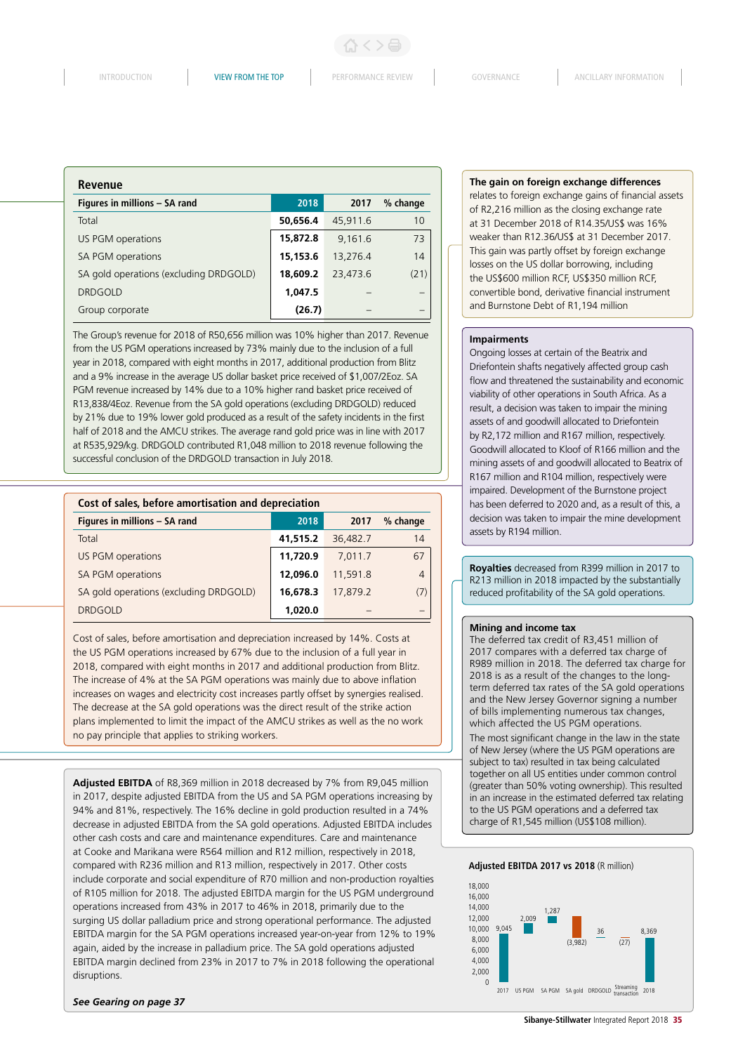## Revenue

| Figures in millions – SA rand | 2018 | 2017 | % change |
|---|---|---|---|
| Total | 50,656.4 | 45,911.6 | 10 |
| US PGM operations | 15,872.8 | 9,161.6 | 73 |
| SA PGM operations | 15,153.6 | 13,276.4 | 14 |
| SA gold operations (excluding DRDGOLD) | 18,609.2 | 23,473.6 | (21) |
| DRDGOLD | 1,047.5 | – | – |
| Group corporate | (26.7) | – | – |

The Group's revenue for 2018 of R50,656 million was 10% higher than 2017. Revenue from the US PGM operations increased by 73% mainly due to the inclusion of a full year in 2018, compared with eight months in 2017, additional production from Blitz and a 9% increase in the average US dollar basket price received of $1,007/2Eoz. SA PGM revenue increased by 14% due to a 10% higher rand basket price received of R13,838/4Eoz. Revenue from the SA gold operations (excluding DRDGOLD) reduced by 21% due to 19% lower gold produced as a result of the safety incidents in the first half of 2018 and the AMCU strikes. The average rand gold price was in line with 2017 at R535,929/kg. DRDGOLD contributed R1,048 million to 2018 revenue following the successful conclusion of the DRDGOLD transaction in July 2018.

## Cost of sales, before amortisation and depreciation

| Figures in millions – SA rand | 2018 | 2017 | % change |
|---|---|---|---|
| Total | 41,515.2 | 36,482.7 | 14 |
| US PGM operations | 11,720.9 | 7,011.7 | 67 |
| SA PGM operations | 12,096.0 | 11,591.8 | 4 |
| SA gold operations (excluding DRDGOLD) | 16,678.3 | 17,879.2 | (7) |
| DRDGOLD | 1,020.0 | – | – |

Cost of sales, before amortisation and depreciation increased by 14%. Costs at the US PGM operations increased by 67% due to the inclusion of a full year in 2018, compared with eight months in 2017 and additional production from Blitz. The increase of 4% at the SA PGM operations was mainly due to above inflation increases on wages and electricity cost increases partly offset by synergies realised. The decrease at the SA gold operations was the direct result of the strike action plans implemented to limit the impact of the AMCU strikes as well as the no work no pay principle that applies to striking workers.

**Adjusted EBITDA** of R8,369 million in 2018 decreased by 7% from R9,045 million in 2017, despite adjusted EBITDA from the US and SA PGM operations increasing by 94% and 81%, respectively. The 16% decline in gold production resulted in a 74% decrease in adjusted EBITDA from the SA gold operations. Adjusted EBITDA includes other cash costs and care and maintenance expenditures. Care and maintenance at Cooke and Marikana were R564 million and R12 million, respectively in 2018, compared with R236 million and R13 million, respectively in 2017. Other costs include corporate and social expenditure of R70 million and non-production royalties of R105 million for 2018. The adjusted EBITDA margin for the US PGM underground operations increased from 43% in 2017 to 46% in 2018, primarily due to the surging US dollar palladium price and strong operational performance. The adjusted EBITDA margin for the SA PGM operations increased year-on-year from 12% to 19% again, aided by the increase in palladium price. The SA gold operations adjusted EBITDA margin declined from 23% in 2017 to 7% in 2018 following the operational disruptions.

***See Gearing on page 37***

**The gain on foreign exchange differences** relates to foreign exchange gains of financial assets of R2,216 million as the closing exchange rate at 31 December 2018 of R14.35/US$ was 16% weaker than R12.36/US$ at 31 December 2017. This gain was partly offset by foreign exchange losses on the US dollar borrowing, including the US$600 million RCF, US$350 million RCF, convertible bond, derivative financial instrument and Burnstone Debt of R1,194 million

### Impairments

Ongoing losses at certain of the Beatrix and Driefontein shafts negatively affected group cash flow and threatened the sustainability and economic viability of other operations in South Africa. As a result, a decision was taken to impair the mining assets of and goodwill allocated to Driefontein by R2,172 million and R167 million, respectively. Goodwill allocated to Kloof of R166 million and the mining assets of and goodwill allocated to Beatrix of R167 million and R104 million, respectively were impaired. Development of the Burnstone project has been deferred to 2020 and, as a result of this, a decision was taken to impair the mine development assets by R194 million.

**Royalties** decreased from R399 million in 2017 to R213 million in 2018 impacted by the substantially reduced profitability of the SA gold operations.

### Mining and income tax

The deferred tax credit of R3,451 million of 2017 compares with a deferred tax charge of R989 million in 2018. The deferred tax charge for 2018 is as a result of the changes to the long-term deferred tax rates of the SA gold operations and the New Jersey Governor signing a number of bills implementing numerous tax changes, which affected the US PGM operations.

The most significant change in the law in the state of New Jersey (where the US PGM operations are subject to tax) resulted in tax being calculated together on all US entities under common control (greater than 50% voting ownership). This resulted in an increase in the estimated deferred tax relating to the US PGM operations and a deferred tax charge of R1,545 million (US$108 million).

**Adjusted EBITDA 2017 vs 2018** (R million)

| | 2017 | US PGM | SA PGM | SA gold | DRDGOLD | Streaming transaction | 2018 |
|---|---|---|---|---|---|---|---|
| R million | 9,045 | 2,009 | 1,287 | (3,982) | 36 | (27) | 8,369 |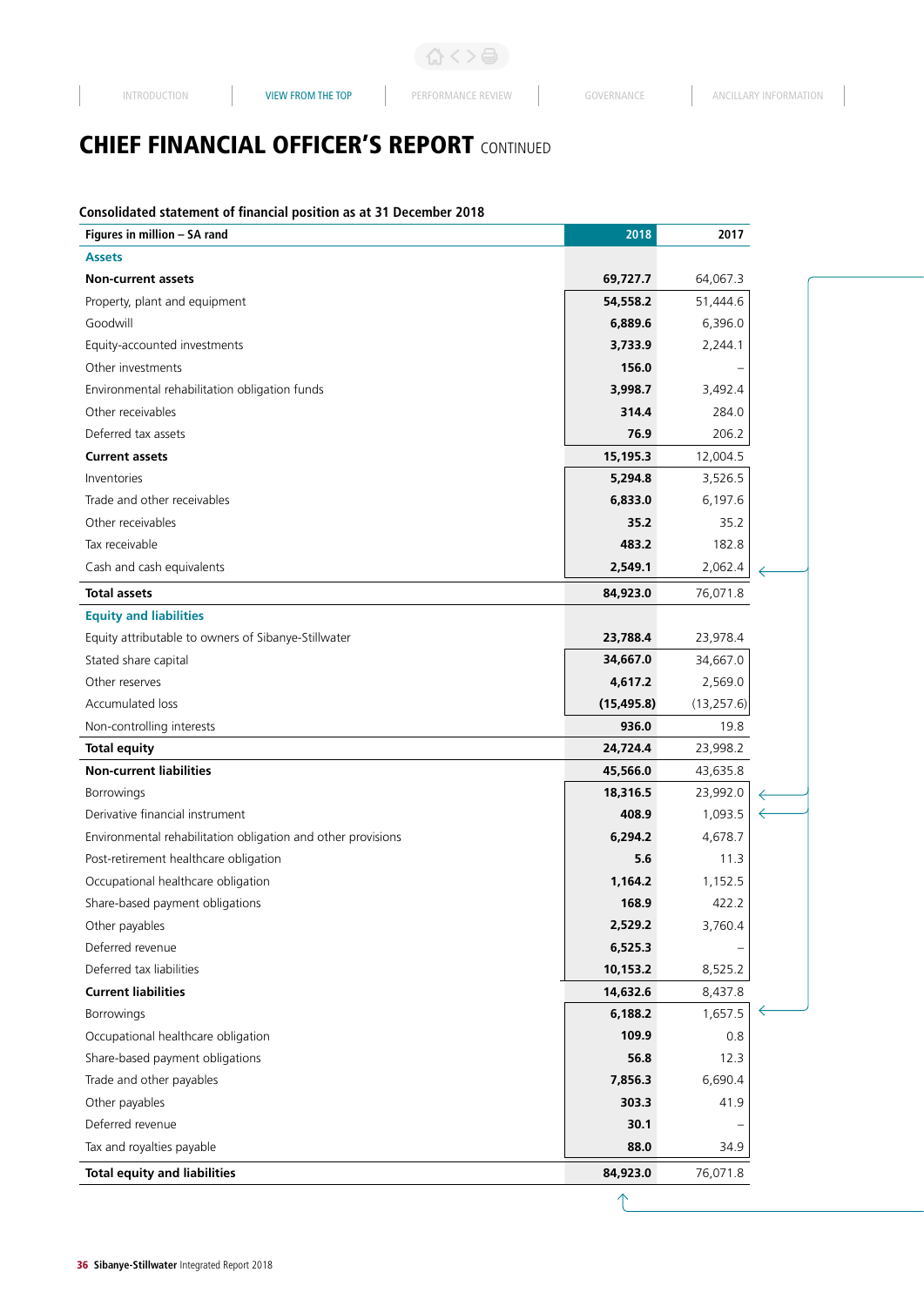# CHIEF FINANCIAL OFFICER'S REPORT CONTINUED

**Consolidated statement of financial position as at 31 December 2018**

| Figures in million – SA rand | 2018 | 2017 |
|---|---|---|
| **Assets** | | |
| **Non-current assets** | **69,727.7** | 64,067.3 |
| Property, plant and equipment | **54,558.2** | 51,444.6 |
| Goodwill | **6,889.6** | 6,396.0 |
| Equity-accounted investments | **3,733.9** | 2,244.1 |
| Other investments | **156.0** | – |
| Environmental rehabilitation obligation funds | **3,998.7** | 3,492.4 |
| Other receivables | **314.4** | 284.0 |
| Deferred tax assets | **76.9** | 206.2 |
| **Current assets** | **15,195.3** | 12,004.5 |
| Inventories | **5,294.8** | 3,526.5 |
| Trade and other receivables | **6,833.0** | 6,197.6 |
| Other receivables | **35.2** | 35.2 |
| Tax receivable | **483.2** | 182.8 |
| Cash and cash equivalents | **2,549.1** | 2,062.4 |
| **Total assets** | **84,923.0** | 76,071.8 |
| **Equity and liabilities** | | |
| Equity attributable to owners of Sibanye-Stillwater | **23,788.4** | 23,978.4 |
| Stated share capital | **34,667.0** | 34,667.0 |
| Other reserves | **4,617.2** | 2,569.0 |
| Accumulated loss | **(15,495.8)** | (13,257.6) |
| Non-controlling interests | **936.0** | 19.8 |
| **Total equity** | **24,724.4** | 23,998.2 |
| **Non-current liabilities** | **45,566.0** | 43,635.8 |
| Borrowings | **18,316.5** | 23,992.0 |
| Derivative financial instrument | **408.9** | 1,093.5 |
| Environmental rehabilitation obligation and other provisions | **6,294.2** | 4,678.7 |
| Post-retirement healthcare obligation | **5.6** | 11.3 |
| Occupational healthcare obligation | **1,164.2** | 1,152.5 |
| Share-based payment obligations | **168.9** | 422.2 |
| Other payables | **2,529.2** | 3,760.4 |
| Deferred revenue | **6,525.3** | – |
| Deferred tax liabilities | **10,153.2** | 8,525.2 |
| **Current liabilities** | **14,632.6** | 8,437.8 |
| Borrowings | **6,188.2** | 1,657.5 |
| Occupational healthcare obligation | **109.9** | 0.8 |
| Share-based payment obligations | **56.8** | 12.3 |
| Trade and other payables | **7,856.3** | 6,690.4 |
| Other payables | **303.3** | 41.9 |
| Deferred revenue | **30.1** | – |
| Tax and royalties payable | **88.0** | 34.9 |
| **Total equity and liabilities** | **84,923.0** | 76,071.8 |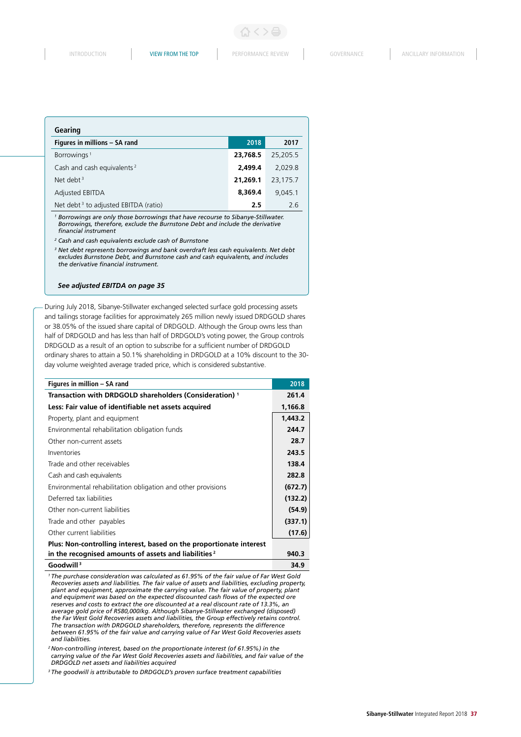## Gearing

| Figures in millions – SA rand | 2018 | 2017 |
|---|---|---|
| Borrowings [1] | **23,768.5** | 25,205.5 |
| Cash and cash equivalents [2] | **2,499.4** | 2,029.8 |
| Net debt [3] | **21,269.1** | 23,175.7 |
| Adjusted EBITDA | **8,369.4** | 9,045.1 |
| Net debt [3] to adjusted EBITDA (ratio) | **2.5** | 2.6 |

[1] *Borrowings are only those borrowings that have recourse to Sibanye-Stillwater. Borrowings, therefore, exclude the Burnstone Debt and include the derivative financial instrument*

[2] *Cash and cash equivalents exclude cash of Burnstone*

[3] *Net debt represents borrowings and bank overdraft less cash equivalents. Net debt excludes Burnstone Debt, and Burnstone cash and cash equivalents, and includes the derivative financial instrument.*

***See adjusted EBITDA on page 35***

During July 2018, Sibanye-Stillwater exchanged selected surface gold processing assets and tailings storage facilities for approximately 265 million newly issued DRDGOLD shares or 38.05% of the issued share capital of DRDGOLD. Although the Group owns less than half of DRDGOLD and has less than half of DRDGOLD's voting power, the Group controls DRDGOLD as a result of an option to subscribe for a sufficient number of DRDGOLD ordinary shares to attain a 50.1% shareholding in DRDGOLD at a 10% discount to the 30-day volume weighted average traded price, which is considered substantive.

| Figures in million – SA rand | 2018 |
|---|---|
| **Transaction with DRDGOLD shareholders (Consideration)** [1] | **261.4** |
| **Less: Fair value of identifiable net assets acquired** | **1,166.8** |
| Property, plant and equipment | **1,443.2** |
| Environmental rehabilitation obligation funds | **244.7** |
| Other non-current assets | **28.7** |
| Inventories | **243.5** |
| Trade and other receivables | **138.4** |
| Cash and cash equivalents | **282.8** |
| Environmental rehabilitation obligation and other provisions | **(672.7)** |
| Deferred tax liabilities | **(132.2)** |
| Other non-current liabilities | **(54.9)** |
| Trade and other payables | **(337.1)** |
| Other current liabilities | **(17.6)** |
| **Plus: Non-controlling interest, based on the proportionate interest in the recognised amounts of assets and liabilities** [2] | **940.3** |
| **Goodwill** [3] | **34.9** |

[1] *The purchase consideration was calculated as 61.95% of the fair value of Far West Gold Recoveries assets and liabilities, excluding property, plant and equipment, approximate the carrying value. The fair value of property, plant and equipment was based on the expected discounted cash flows of the expected ore reserves and costs to extract the ore discounted at a real discount rate of 13.3%, an average gold price of R580,000/kg. Although Sibanye-Stillwater exchanged (disposed) the Far West Gold Recoveries assets and liabilities, the Group effectively retains control. The transaction with DRDGOLD shareholders, therefore, represents the difference between 61.95% of the fair value and carrying value of the Far West Gold Recoveries assets and liabilities.*

[2] *Non-controlling interest, based on the proportionate interest (of 61.95%) in the carrying value of the Far West Gold Recoveries assets and liabilities, and fair value of the DRDGOLD net assets and liabilities acquired*

[3] *The goodwill is attributable to DRDGOLD's proven surface treatment capabilities*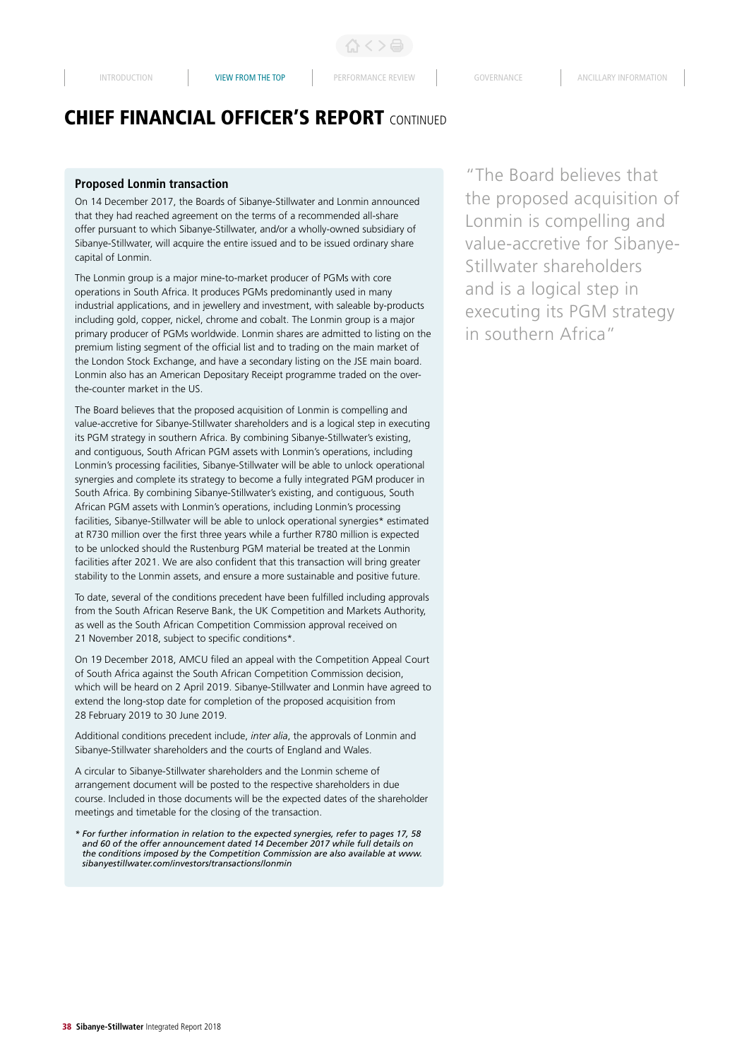# CHIEF FINANCIAL OFFICER'S REPORT CONTINUED

### Proposed Lonmin transaction

On 14 December 2017, the Boards of Sibanye-Stillwater and Lonmin announced that they had reached agreement on the terms of a recommended all-share offer pursuant to which Sibanye-Stillwater, and/or a wholly-owned subsidiary of Sibanye-Stillwater, will acquire the entire issued and to be issued ordinary share capital of Lonmin.

The Lonmin group is a major mine-to-market producer of PGMs with core operations in South Africa. It produces PGMs predominantly used in many industrial applications, and in jewellery and investment, with saleable by-products including gold, copper, nickel, chrome and cobalt. The Lonmin group is a major primary producer of PGMs worldwide. Lonmin shares are admitted to listing on the premium listing segment of the official list and to trading on the main market of the London Stock Exchange, and have a secondary listing on the JSE main board. Lonmin also has an American Depositary Receipt programme traded on the over-the-counter market in the US.

The Board believes that the proposed acquisition of Lonmin is compelling and value-accretive for Sibanye-Stillwater shareholders and is a logical step in executing its PGM strategy in southern Africa. By combining Sibanye-Stillwater's existing, and contiguous, South African PGM assets with Lonmin's operations, including Lonmin's processing facilities, Sibanye-Stillwater will be able to unlock operational synergies and complete its strategy to become a fully integrated PGM producer in South Africa. By combining Sibanye-Stillwater's existing, and contiguous, South African PGM assets with Lonmin's operations, including Lonmin's processing facilities, Sibanye-Stillwater will be able to unlock operational synergies* estimated at R730 million over the first three years while a further R780 million is expected to be unlocked should the Rustenburg PGM material be treated at the Lonmin facilities after 2021. We are also confident that this transaction will bring greater stability to the Lonmin assets, and ensure a more sustainable and positive future.

To date, several of the conditions precedent have been fulfilled including approvals from the South African Reserve Bank, the UK Competition and Markets Authority, as well as the South African Competition Commission approval received on 21 November 2018, subject to specific conditions*.

On 19 December 2018, AMCU filed an appeal with the Competition Appeal Court of South Africa against the South African Competition Commission decision, which will be heard on 2 April 2019. Sibanye-Stillwater and Lonmin have agreed to extend the long-stop date for completion of the proposed acquisition from 28 February 2019 to 30 June 2019.

Additional conditions precedent include, *inter alia*, the approvals of Lonmin and Sibanye-Stillwater shareholders and the courts of England and Wales.

A circular to Sibanye-Stillwater shareholders and the Lonmin scheme of arrangement document will be posted to the respective shareholders in due course. Included in those documents will be the expected dates of the shareholder meetings and timetable for the closing of the transaction.

*\* For further information in relation to the expected synergies, refer to pages 17, 58 and 60 of the offer announcement dated 14 December 2017 while full details on the conditions imposed by the Competition Commission are also available at www.sibanyestillwater.com/investors/transactions/lonmin*

"The Board believes that the proposed acquisition of Lonmin is compelling and value-accretive for Sibanye-Stillwater shareholders and is a logical step in executing its PGM strategy in southern Africa"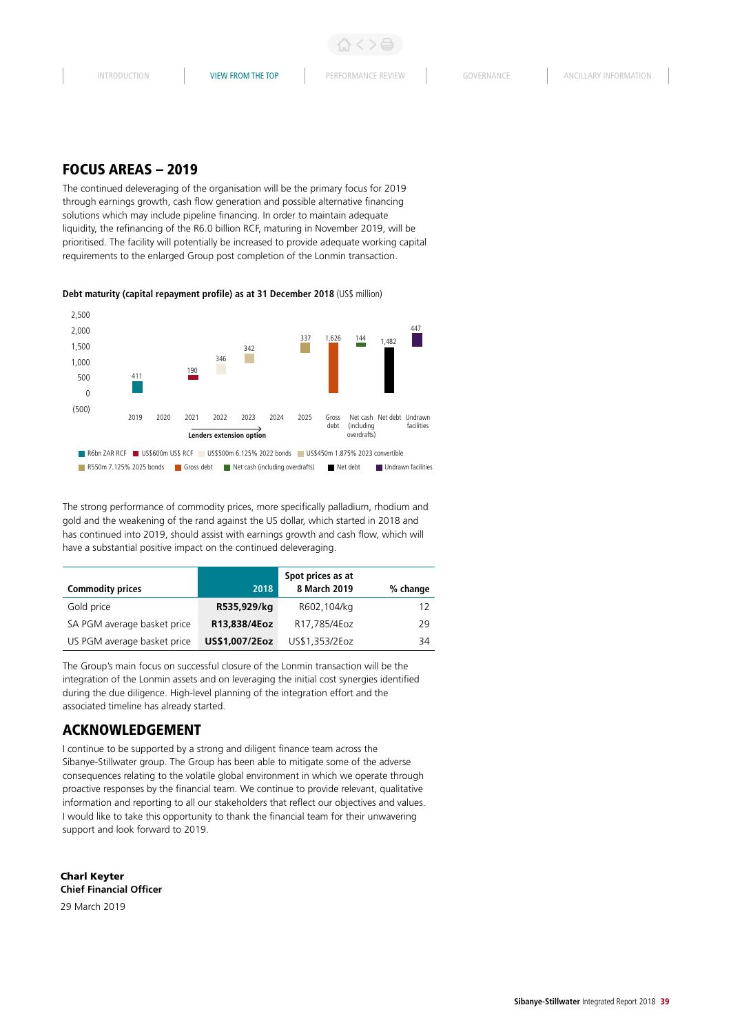## FOCUS AREAS – 2019

The continued deleveraging of the organisation will be the primary focus for 2019 through earnings growth, cash flow generation and possible alternative financing solutions which may include pipeline financing. In order to maintain adequate liquidity, the refinancing of the R6.0 billion RCF, maturing in November 2019, will be prioritised. The facility will potentially be increased to provide adequate working capital requirements to the enlarged Group post completion of the Lonmin transaction.

**Debt maturity (capital repayment profile) as at 31 December 2018** (US$ million)

2,500
2,000
1,500
1,000
500
0
(500)

411
190
346
342
337
1,626
144
1,482
447

2019
2020
2021
2022
2023
2024
2025
Gross debt
Net cash (including overdrafts)
Net debt
Undrawn facilities

Lenders extension option

R6bn ZAR RCF
US$600m US$ RCF
US$500m 6.125% 2022 bonds
US$450m 1.875% 2023 convertible
R550m 7.125% 2025 bonds
Gross debt
Net cash (including overdrafts)
Net debt
Undrawn facilities

The strong performance of commodity prices, more specifically palladium, rhodium and gold and the weakening of the rand against the US dollar, which started in 2018 and has continued into 2019, should assist with earnings growth and cash flow, which will have a substantial positive impact on the continued deleveraging.

| Commodity prices | 2018 | Spot prices as at 8 March 2019 | % change |
|---|---|---|---|
| Gold price | **R535,929/kg** | R602,104/kg | 12 |
| SA PGM average basket price | **R13,838/4Eoz** | R17,785/4Eoz | 29 |
| US PGM average basket price | **US$1,007/2Eoz** | US$1,353/2Eoz | 34 |

The Group's main focus on successful closure of the Lonmin transaction will be the integration of the Lonmin assets and on leveraging the initial cost synergies identified during the due diligence. High-level planning of the integration effort and the associated timeline has already started.

## ACKNOWLEDGEMENT

I continue to be supported by a strong and diligent finance team across the Sibanye-Stillwater group. The Group has been able to mitigate some of the adverse consequences relating to the volatile global environment in which we operate through proactive responses by the financial team. We continue to provide relevant, qualitative information and reporting to all our stakeholders that reflect our objectives and values. I would like to take this opportunity to thank the financial team for their unwavering support and look forward to 2019.

**Charl Keyter**
**Chief Financial Officer**

29 March 2019